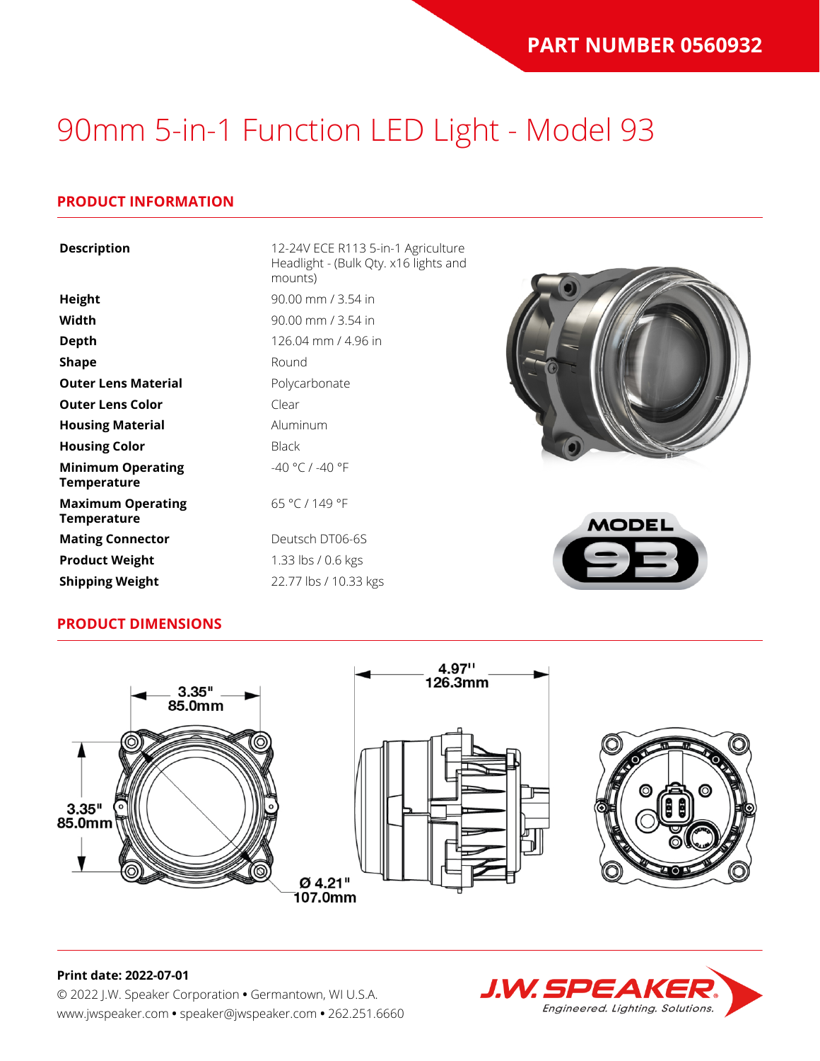**PART NUMBER 0560932**

# 90mm 5-in-1 Function LED Light - Model 93

## PRODUCT INFORMATION

| | |
|---|---|
| **Description** | 12-24V ECE R113 5-in-1 Agriculture Headlight - (Bulk Qty. x16 lights and mounts) |
| **Height** | 90.00 mm / 3.54 in |
| **Width** | 90.00 mm / 3.54 in |
| **Depth** | 126.04 mm / 4.96 in |
| **Shape** | Round |
| **Outer Lens Material** | Polycarbonate |
| **Outer Lens Color** | Clear |
| **Housing Material** | Aluminum |
| **Housing Color** | Black |
| **Minimum Operating Temperature** | -40 °C / -40 °F |
| **Maximum Operating Temperature** | 65 °C / 149 °F |
| **Mating Connector** | Deutsch DT06-6S |
| **Product Weight** | 1.33 lbs / 0.6 kgs |
| **Shipping Weight** | 22.77 lbs / 10.33 kgs |

## PRODUCT DIMENSIONS

3.35" 85.0mm

3.35" 85.0mm

Ø 4.21" 107.0mm

4.97" 126.3mm

**Print date: 2022-07-01**

© 2022 J.W. Speaker Corporation • Germantown, WI U.S.A.
www.jwspeaker.com • speaker@jwspeaker.com • 262.251.6660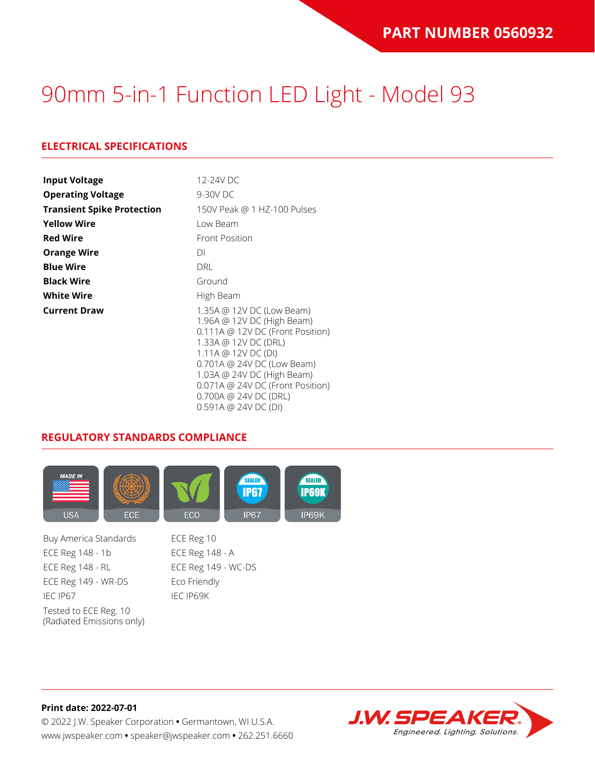PART NUMBER 0560932

# 90mm 5-in-1 Function LED Light - Model 93

## ELECTRICAL SPECIFICATIONS

| | |
|---|---|
| **Input Voltage** | 12-24V DC |
| **Operating Voltage** | 9-30V DC |
| **Transient Spike Protection** | 150V Peak @ 1 HZ-100 Pulses |
| **Yellow Wire** | Low Beam |
| **Red Wire** | Front Position |
| **Orange Wire** | DI |
| **Blue Wire** | DRL |
| **Black Wire** | Ground |
| **White Wire** | High Beam |
| **Current Draw** | 1.35A @ 12V DC (Low Beam)<br>1.96A @ 12V DC (High Beam)<br>0.111A @ 12V DC (Front Position)<br>1.33A @ 12V DC (DRL)<br>1.11A @ 12V DC (DI)<br>0.701A @ 24V DC (Low Beam)<br>1.03A @ 24V DC (High Beam)<br>0.071A @ 24V DC (Front Position)<br>0.700A @ 24V DC (DRL)<br>0.591A @ 24V DC (DI) |

## REGULATORY STANDARDS COMPLIANCE

USA | ECE | ECO | IP67 | IP69K

- Buy America Standards
- ECE Reg 148 - 1b
- ECE Reg 148 - RL
- ECE Reg 149 - WR-DS
- IEC IP67
- Tested to ECE Reg. 10 (Radiated Emissions only)
- ECE Reg 10
- ECE Reg 148 - A
- ECE Reg 149 - WC-DS
- Eco Friendly
- IEC IP69K

**Print date: 2022-07-01**

© 2022 J.W. Speaker Corporation • Germantown, WI U.S.A.
www.jwspeaker.com • speaker@jwspeaker.com • 262.251.6660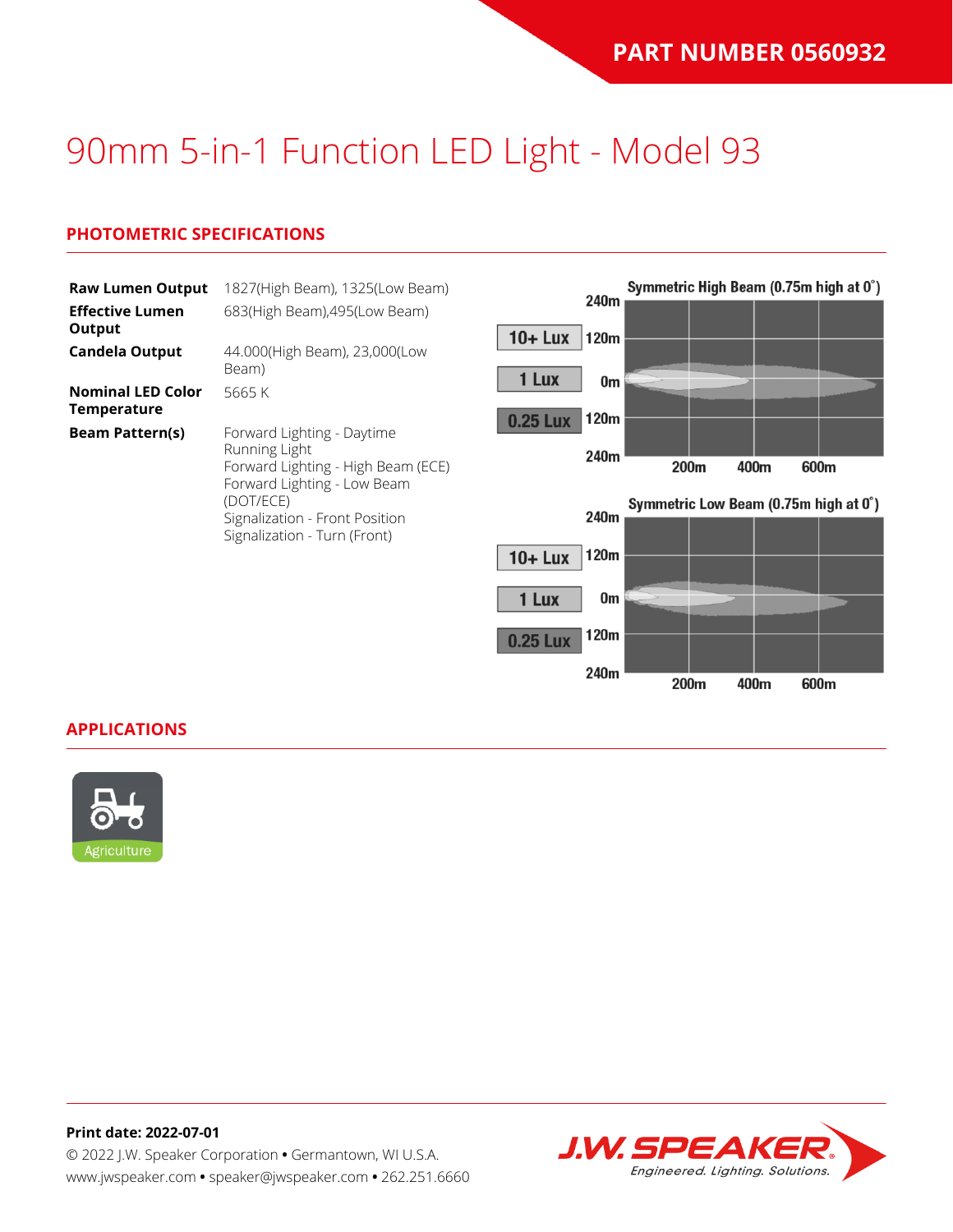**PART NUMBER 0560932**

# 90mm 5-in-1 Function LED Light - Model 93

## PHOTOMETRIC SPECIFICATIONS

| | |
|---|---|
| **Raw Lumen Output** | 1827(High Beam), 1325(Low Beam) |
| **Effective Lumen Output** | 683(High Beam),495(Low Beam) |
| **Candela Output** | 44.000(High Beam), 23,000(Low Beam) |
| **Nominal LED Color Temperature** | 5665 K |
| **Beam Pattern(s)** | Forward Lighting - Daytime Running Light<br>Forward Lighting - High Beam (ECE)<br>Forward Lighting - Low Beam (DOT/ECE)<br>Signalization - Front Position<br>Signalization - Turn (Front) |

Symmetric High Beam (0.75m high at 0˚)

10+ Lux | 1 Lux | 0.25 Lux

240m, 120m, 0m, 120m, 240m — 200m, 400m, 600m

Symmetric Low Beam (0.75m high at 0˚)

10+ Lux | 1 Lux | 0.25 Lux

240m, 120m, 0m, 120m, 240m — 200m, 400m, 600m

## APPLICATIONS

Agriculture

**Print date: 2022-07-01**

© 2022 J.W. Speaker Corporation • Germantown, WI U.S.A.
www.jwspeaker.com • speaker@jwspeaker.com • 262.251.6660

J.W. SPEAKER® Engineered. Lighting. Solutions.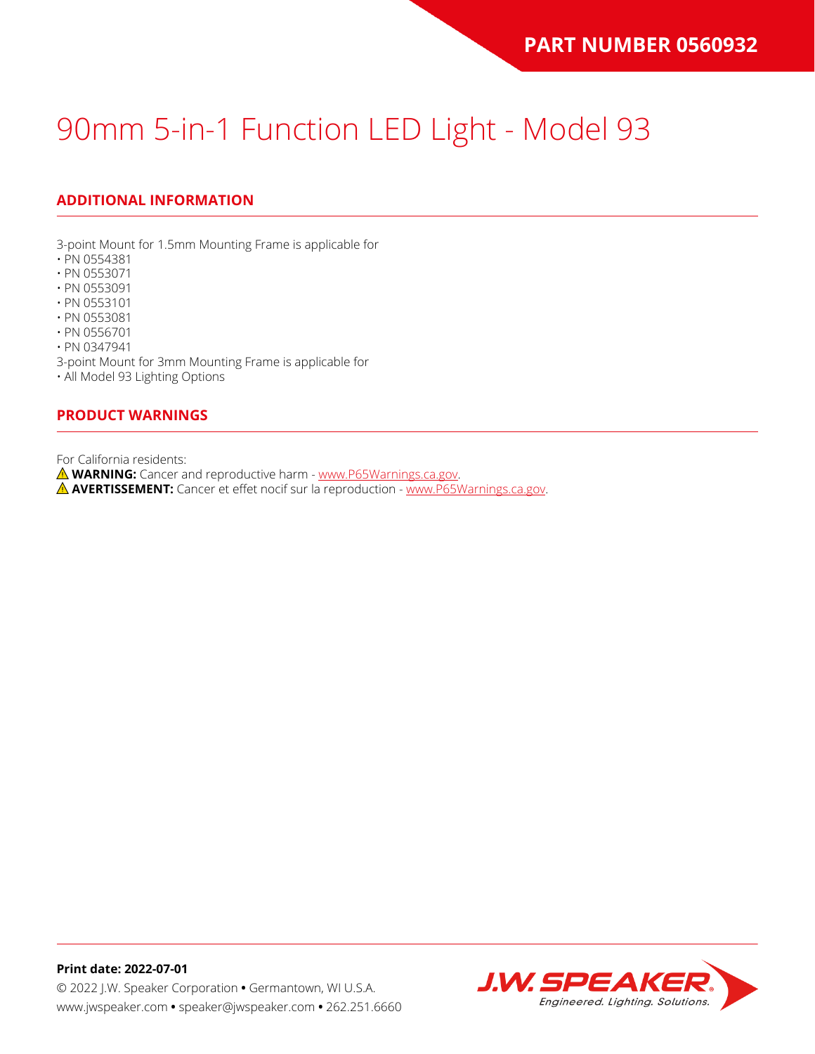# 90mm 5-in-1 Function LED Light - Model 93

## ADDITIONAL INFORMATION

3-point Mount for 1.5mm Mounting Frame is applicable for
- PN 0554381
- PN 0553071
- PN 0553091
- PN 0553101
- PN 0553081
- PN 0556701
- PN 0347941

3-point Mount for 3mm Mounting Frame is applicable for
- All Model 93 Lighting Options

## PRODUCT WARNINGS

For California residents:
⚠ **WARNING:** Cancer and reproductive harm - www.P65Warnings.ca.gov.
⚠ **AVERTISSEMENT:** Cancer et effet nocif sur la reproduction - www.P65Warnings.ca.gov.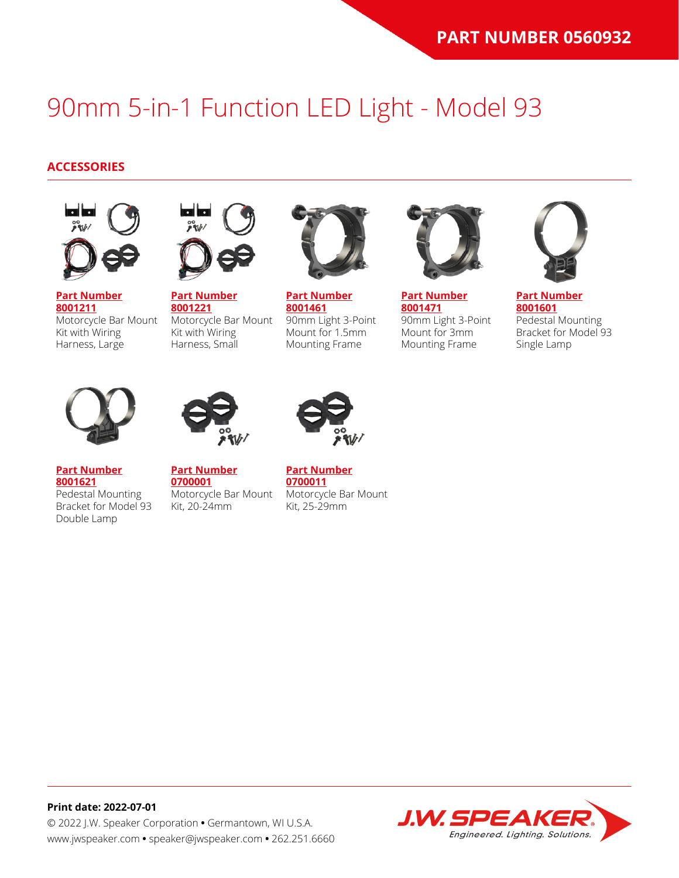PART NUMBER 0560932

# 90mm 5-in-1 Function LED Light - Model 93

## ACCESSORIES

**Part Number 8001211**
Motorcycle Bar Mount Kit with Wiring Harness, Large

**Part Number 8001221**
Motorcycle Bar Mount Kit with Wiring Harness, Small

**Part Number 8001461**
90mm Light 3-Point Mount for 1.5mm Mounting Frame

**Part Number 8001471**
90mm Light 3-Point Mount for 3mm Mounting Frame

**Part Number 8001601**
Pedestal Mounting Bracket for Model 93 Single Lamp

**Part Number 8001621**
Pedestal Mounting Bracket for Model 93 Double Lamp

**Part Number 0700001**
Motorcycle Bar Mount Kit, 20-24mm

**Part Number 0700011**
Motorcycle Bar Mount Kit, 25-29mm

**Print date: 2022-07-01**
© 2022 J.W. Speaker Corporation • Germantown, WI U.S.A.
www.jwspeaker.com • speaker@jwspeaker.com • 262.251.6660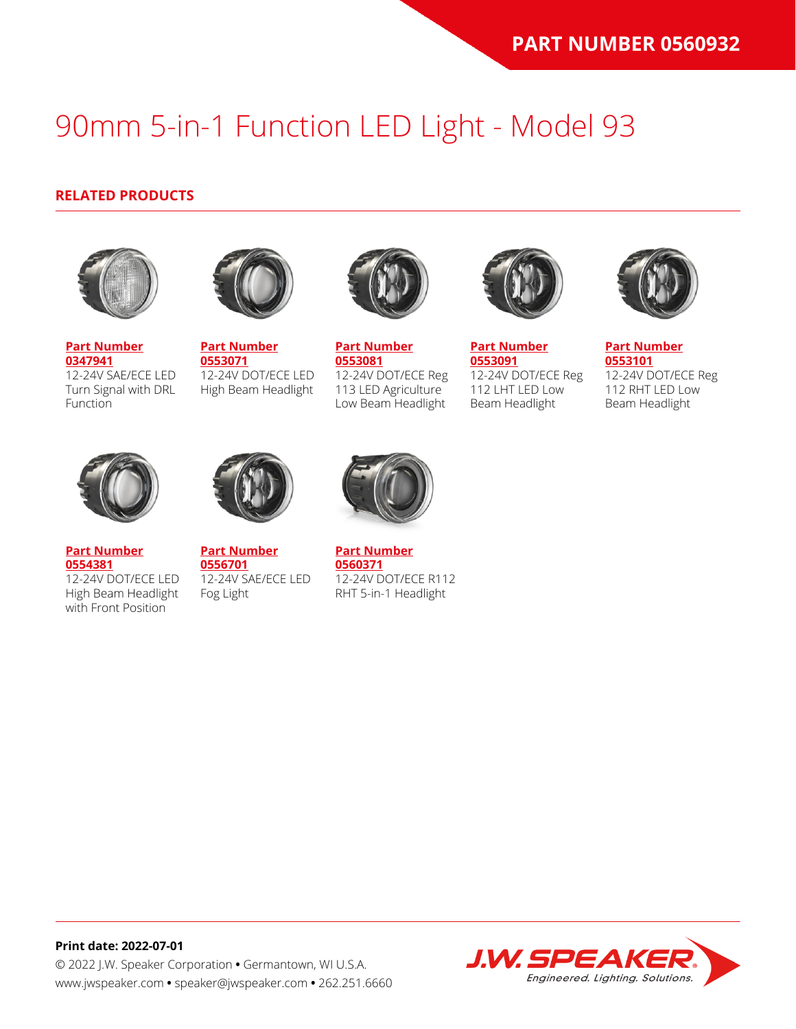# 90mm 5-in-1 Function LED Light - Model 93

## RELATED PRODUCTS

**Part Number 0347941**
12-24V SAE/ECE LED Turn Signal with DRL Function

**Part Number 0553071**
12-24V DOT/ECE LED High Beam Headlight

**Part Number 0553081**
12-24V DOT/ECE Reg 113 LED Agriculture Low Beam Headlight

**Part Number 0553091**
12-24V DOT/ECE Reg 112 LHT LED Low Beam Headlight

**Part Number 0553101**
12-24V DOT/ECE Reg 112 RHT LED Low Beam Headlight

**Part Number 0554381**
12-24V DOT/ECE LED High Beam Headlight with Front Position

**Part Number 0556701**
12-24V SAE/ECE LED Fog Light

**Part Number 0560371**
12-24V DOT/ECE R112 RHT 5-in-1 Headlight